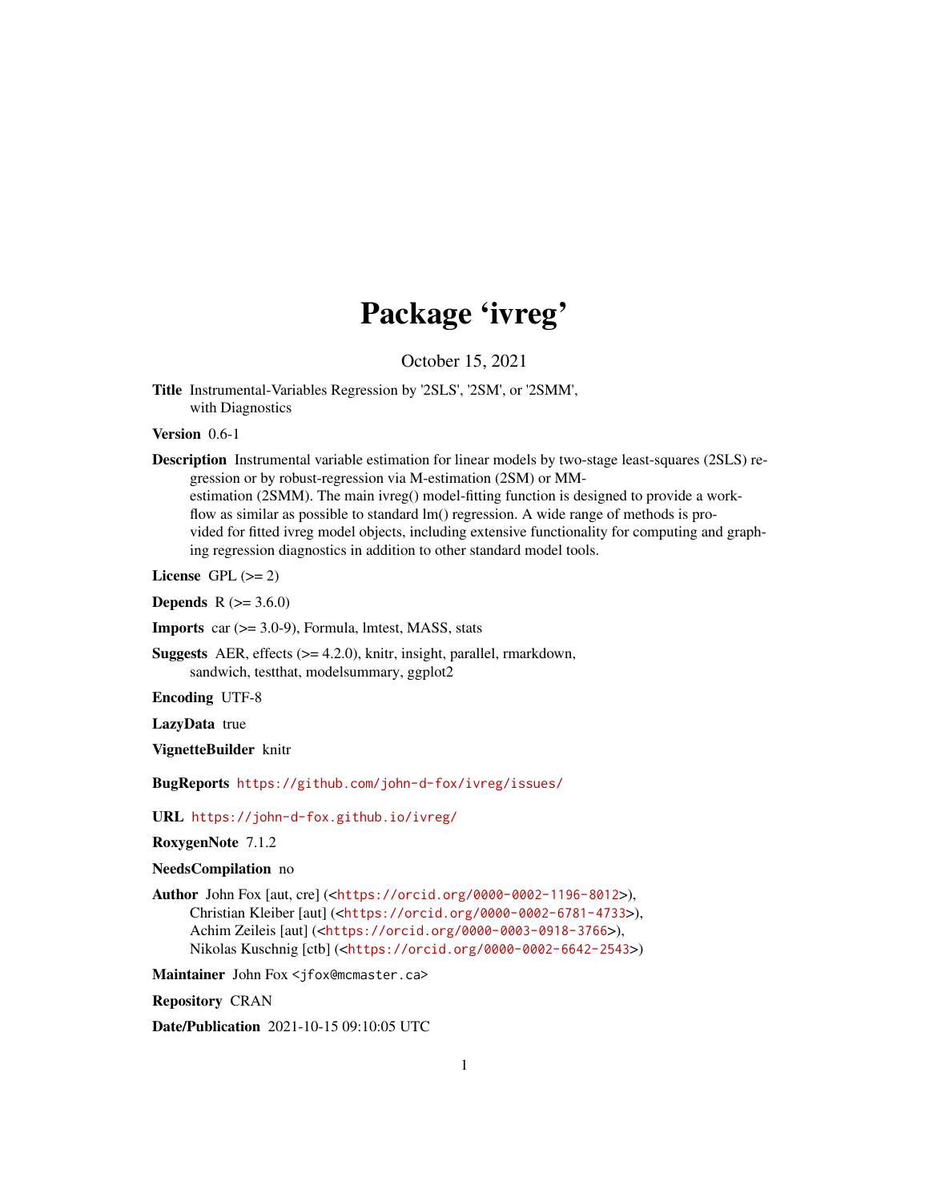# Package 'ivreg'

October 15, 2021

**Title** Instrumental-Variables Regression by '2SLS', '2SM', or '2SMM', with Diagnostics

**Version** 0.6-1

**Description** Instrumental variable estimation for linear models by two-stage least-squares (2SLS) regression or by robust-regression via M-estimation (2SM) or MM-estimation (2SMM). The main ivreg() model-fitting function is designed to provide a workflow as similar as possible to standard lm() regression. A wide range of methods is provided for fitted ivreg model objects, including extensive functionality for computing and graphing regression diagnostics in addition to other standard model tools.

**License** GPL (>= 2)

**Depends** R (>= 3.6.0)

**Imports** car (>= 3.0-9), Formula, lmtest, MASS, stats

**Suggests** AER, effects (>= 4.2.0), knitr, insight, parallel, rmarkdown, sandwich, testthat, modelsummary, ggplot2

**Encoding** UTF-8

**LazyData** true

**VignetteBuilder** knitr

**BugReports** https://github.com/john-d-fox/ivreg/issues/

**URL** https://john-d-fox.github.io/ivreg/

**RoxygenNote** 7.1.2

**NeedsCompilation** no

**Author** John Fox [aut, cre] (<https://orcid.org/0000-0002-1196-8012>), Christian Kleiber [aut] (<https://orcid.org/0000-0002-6781-4733>), Achim Zeileis [aut] (<https://orcid.org/0000-0003-0918-3766>), Nikolas Kuschnig [ctb] (<https://orcid.org/0000-0002-6642-2543>)

**Maintainer** John Fox <jfox@mcmaster.ca>

**Repository** CRAN

**Date/Publication** 2021-10-15 09:10:05 UTC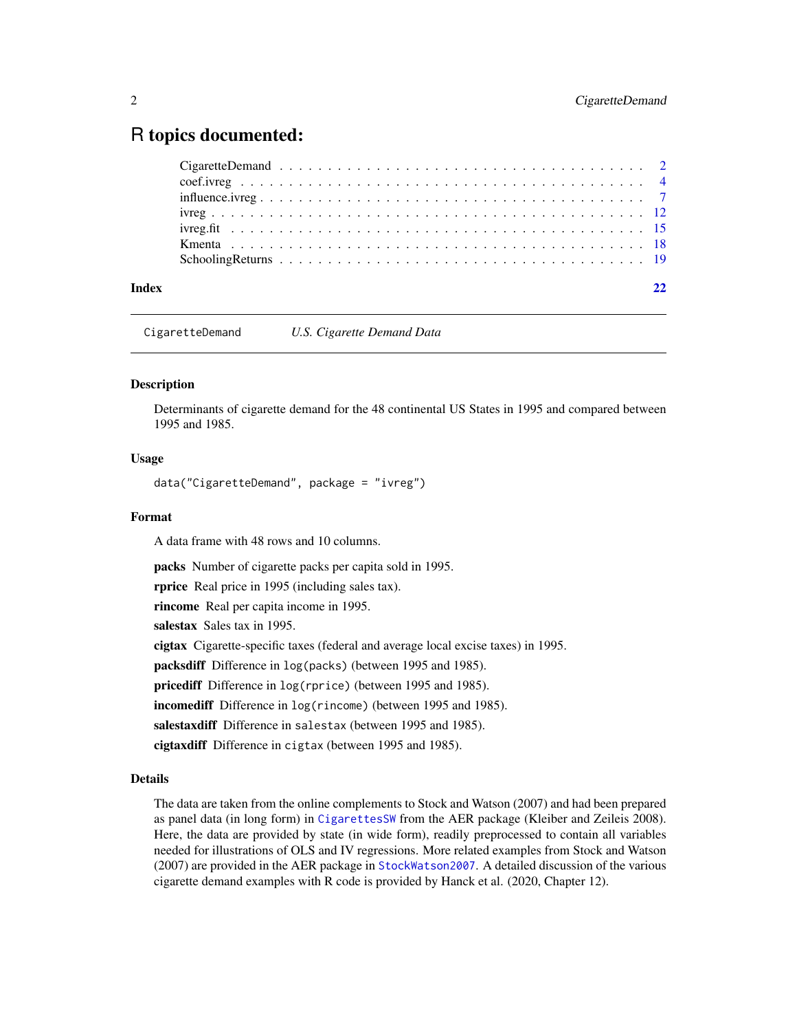# R topics documented:

CigaretteDemand . . . . . . . . . . . . . . . . . . . . . . . . . . . . . . . . . . . 2
coef.ivreg . . . . . . . . . . . . . . . . . . . . . . . . . . . . . . . . . . . . . . 4
influence.ivreg . . . . . . . . . . . . . . . . . . . . . . . . . . . . . . . . . . . 7
ivreg . . . . . . . . . . . . . . . . . . . . . . . . . . . . . . . . . . . . . . . . 12
ivreg.fit . . . . . . . . . . . . . . . . . . . . . . . . . . . . . . . . . . . . . . 15
Kmenta . . . . . . . . . . . . . . . . . . . . . . . . . . . . . . . . . . . . . . . 18
SchoolingReturns . . . . . . . . . . . . . . . . . . . . . . . . . . . . . . . . . . 19

**Index** **22**

---

`CigaretteDemand` *U.S. Cigarette Demand Data*

---

### Description

Determinants of cigarette demand for the 48 continental US States in 1995 and compared between 1995 and 1985.

### Usage

```
data("CigaretteDemand", package = "ivreg")
```

### Format

A data frame with 48 rows and 10 columns.

**packs** Number of cigarette packs per capita sold in 1995.

**rprice** Real price in 1995 (including sales tax).

**rincome** Real per capita income in 1995.

**salestax** Sales tax in 1995.

**cigtax** Cigarette-specific taxes (federal and average local excise taxes) in 1995.

**packsdiff** Difference in `log(packs)` (between 1995 and 1985).

**pricediff** Difference in `log(rprice)` (between 1995 and 1985).

**incomediff** Difference in `log(rincome)` (between 1995 and 1985).

**salestaxdiff** Difference in `salestax` (between 1995 and 1985).

**cigtaxdiff** Difference in `cigtax` (between 1995 and 1985).

### Details

The data are taken from the online complements to Stock and Watson (2007) and had been prepared as panel data (in long form) in `CigarettesSW` from the AER package (Kleiber and Zeileis 2008). Here, the data are provided by state (in wide form), readily preprocessed to contain all variables needed for illustrations of OLS and IV regressions. More related examples from Stock and Watson (2007) are provided in the AER package in `StockWatson2007`. A detailed discussion of the various cigarette demand examples with R code is provided by Hanck et al. (2020, Chapter 12).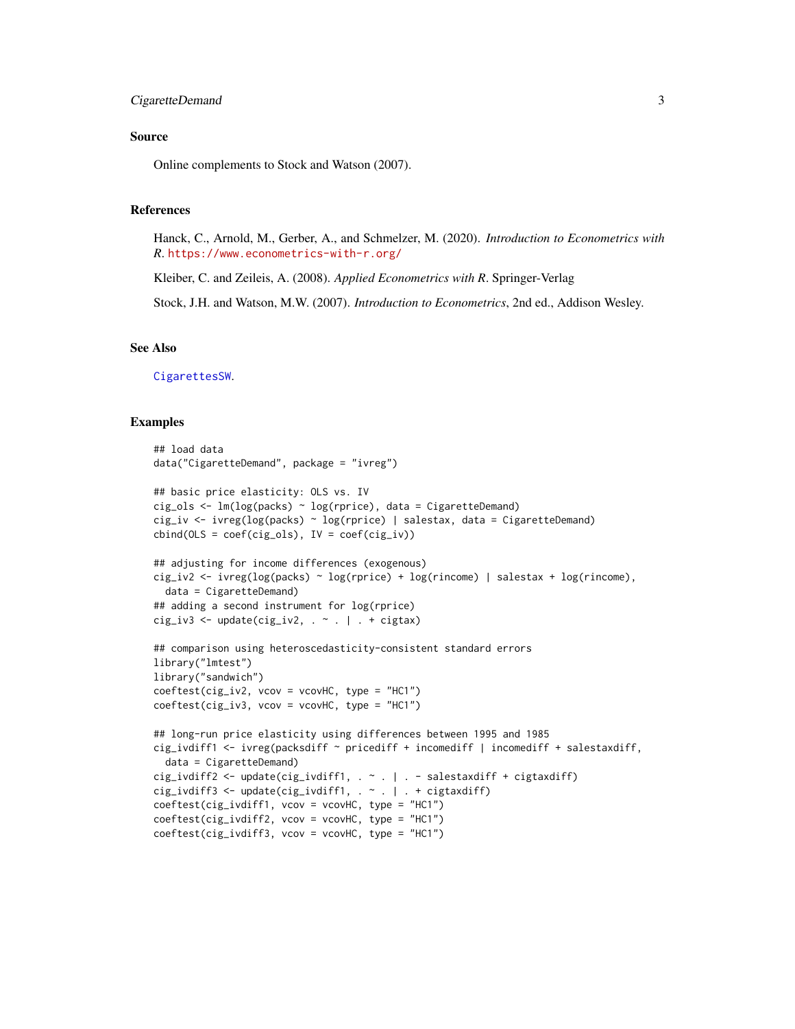## Source

Online complements to Stock and Watson (2007).

## References

Hanck, C., Arnold, M., Gerber, A., and Schmelzer, M. (2020). *Introduction to Econometrics with R*. https://www.econometrics-with-r.org/

Kleiber, C. and Zeileis, A. (2008). *Applied Econometrics with R*. Springer-Verlag

Stock, J.H. and Watson, M.W. (2007). *Introduction to Econometrics*, 2nd ed., Addison Wesley.

## See Also

CigarettesSW.

## Examples

```
## load data
data("CigaretteDemand", package = "ivreg")

## basic price elasticity: OLS vs. IV
cig_ols <- lm(log(packs) ~ log(rprice), data = CigaretteDemand)
cig_iv <- ivreg(log(packs) ~ log(rprice) | salestax, data = CigaretteDemand)
cbind(OLS = coef(cig_ols), IV = coef(cig_iv))

## adjusting for income differences (exogenous)
cig_iv2 <- ivreg(log(packs) ~ log(rprice) + log(rincome) | salestax + log(rincome),
  data = CigaretteDemand)
## adding a second instrument for log(rprice)
cig_iv3 <- update(cig_iv2, . ~ . | . + cigtax)

## comparison using heteroscedasticity-consistent standard errors
library("lmtest")
library("sandwich")
coeftest(cig_iv2, vcov = vcovHC, type = "HC1")
coeftest(cig_iv3, vcov = vcovHC, type = "HC1")

## long-run price elasticity using differences between 1995 and 1985
cig_ivdiff1 <- ivreg(packsdiff ~ pricediff + incomediff | incomediff + salestaxdiff,
  data = CigaretteDemand)
cig_ivdiff2 <- update(cig_ivdiff1, . ~ . | . - salestaxdiff + cigtaxdiff)
cig_ivdiff3 <- update(cig_ivdiff1, . ~ . | . + cigtaxdiff)
coeftest(cig_ivdiff1, vcov = vcovHC, type = "HC1")
coeftest(cig_ivdiff2, vcov = vcovHC, type = "HC1")
coeftest(cig_ivdiff3, vcov = vcovHC, type = "HC1")
```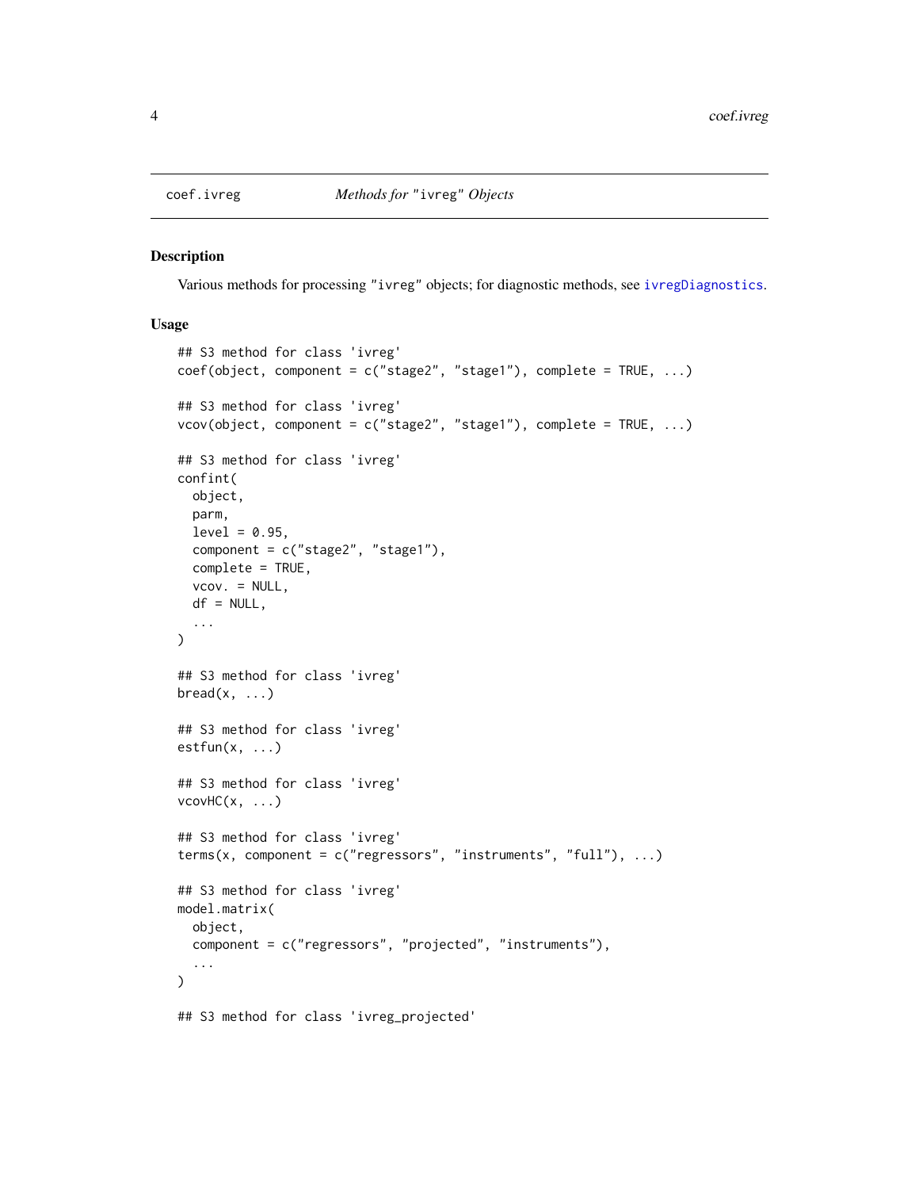coef.ivreg *Methods for "ivreg" Objects*

## Description

Various methods for processing "ivreg" objects; for diagnostic methods, see ivregDiagnostics.

## Usage

```
## S3 method for class 'ivreg'
coef(object, component = c("stage2", "stage1"), complete = TRUE, ...)

## S3 method for class 'ivreg'
vcov(object, component = c("stage2", "stage1"), complete = TRUE, ...)

## S3 method for class 'ivreg'
confint(
  object,
  parm,
  level = 0.95,
  component = c("stage2", "stage1"),
  complete = TRUE,
  vcov. = NULL,
  df = NULL,
  ...
)

## S3 method for class 'ivreg'
bread(x, ...)

## S3 method for class 'ivreg'
estfun(x, ...)

## S3 method for class 'ivreg'
vcovHC(x, ...)

## S3 method for class 'ivreg'
terms(x, component = c("regressors", "instruments", "full"), ...)

## S3 method for class 'ivreg'
model.matrix(
  object,
  component = c("regressors", "projected", "instruments"),
  ...
)

## S3 method for class 'ivreg_projected'
```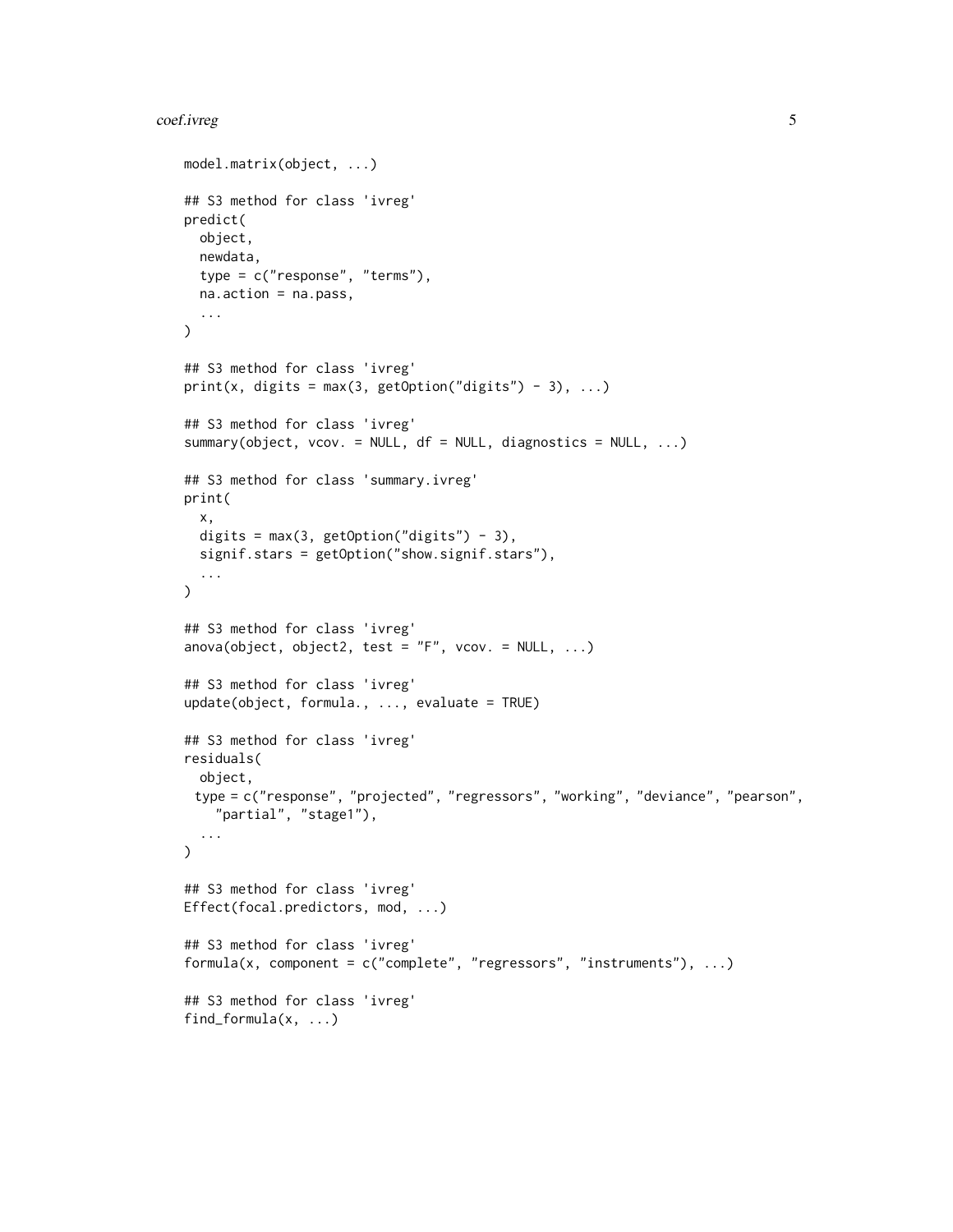```
model.matrix(object, ...)

## S3 method for class 'ivreg'
predict(
  object,
  newdata,
  type = c("response", "terms"),
  na.action = na.pass,
  ...
)

## S3 method for class 'ivreg'
print(x, digits = max(3, getOption("digits") - 3), ...)

## S3 method for class 'ivreg'
summary(object, vcov. = NULL, df = NULL, diagnostics = NULL, ...)

## S3 method for class 'summary.ivreg'
print(
  x,
  digits = max(3, getOption("digits") - 3),
  signif.stars = getOption("show.signif.stars"),
  ...
)

## S3 method for class 'ivreg'
anova(object, object2, test = "F", vcov. = NULL, ...)

## S3 method for class 'ivreg'
update(object, formula., ..., evaluate = TRUE)

## S3 method for class 'ivreg'
residuals(
  object,
 type = c("response", "projected", "regressors", "working", "deviance", "pearson",
    "partial", "stage1"),
  ...
)

## S3 method for class 'ivreg'
Effect(focal.predictors, mod, ...)

## S3 method for class 'ivreg'
formula(x, component = c("complete", "regressors", "instruments"), ...)

## S3 method for class 'ivreg'
find_formula(x, ...)
```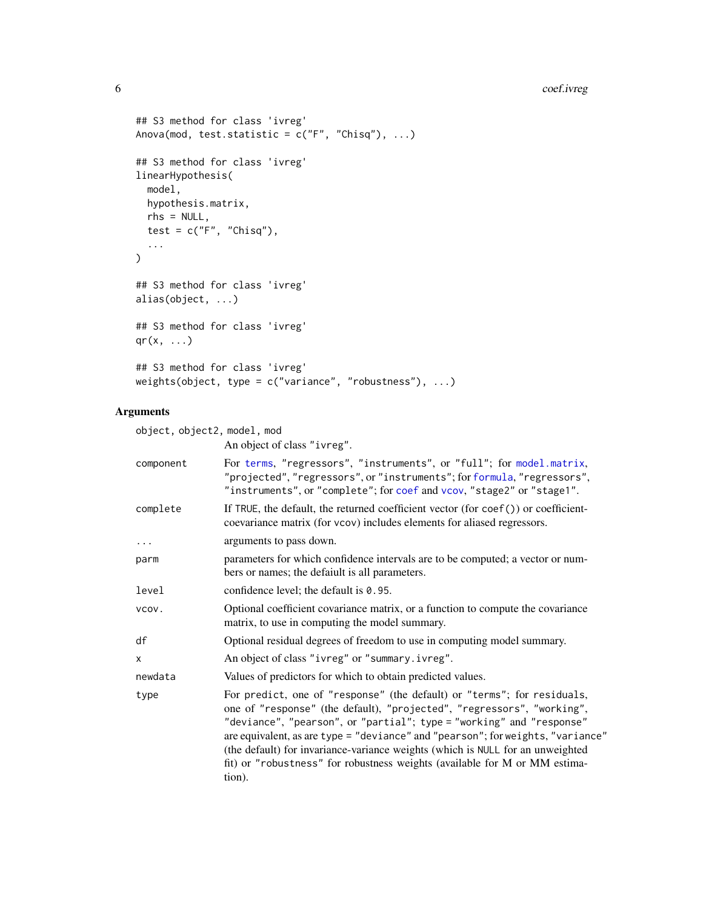```
## S3 method for class 'ivreg'
Anova(mod, test.statistic = c("F", "Chisq"), ...)

## S3 method for class 'ivreg'
linearHypothesis(
  model,
  hypothesis.matrix,
  rhs = NULL,
  test = c("F", "Chisq"),
  ...
)

## S3 method for class 'ivreg'
alias(object, ...)

## S3 method for class 'ivreg'
qr(x, ...)

## S3 method for class 'ivreg'
weights(object, type = c("variance", "robustness"), ...)
```

## Arguments

| | |
|---|---|
| `object, object2, model, mod` | An object of class "ivreg". |
| `component` | For `terms`, "regressors", "instruments", or "full"; for `model.matrix`, "projected", "regressors", or "instruments"; for `formula`, "regressors", "instruments", or "complete"; for `coef` and `vcov`, "stage2" or "stage1". |
| `complete` | If TRUE, the default, the returned coefficient vector (for `coef()`) or coefficient-coevariance matrix (for vcov) includes elements for aliased regressors. |
| `...` | arguments to pass down. |
| `parm` | parameters for which confidence intervals are to be computed; a vector or numbers or names; the defaiult is all parameters. |
| `level` | confidence level; the default is 0.95. |
| `vcov.` | Optional coefficient covariance matrix, or a function to compute the covariance matrix, to use in computing the model summary. |
| `df` | Optional residual degrees of freedom to use in computing model summary. |
| `x` | An object of class "ivreg" or "summary.ivreg". |
| `newdata` | Values of predictors for which to obtain predicted values. |
| `type` | For predict, one of "response" (the default) or "terms"; for residuals, one of "response" (the default), "projected", "regressors", "working", "deviance", "pearson", or "partial"; type = "working" and "response" are equivalent, as are type = "deviance" and "pearson"; for weights, "variance" (the default) for invariance-variance weights (which is NULL for an unweighted fit) or "robustness" for robustness weights (available for M or MM estimation). |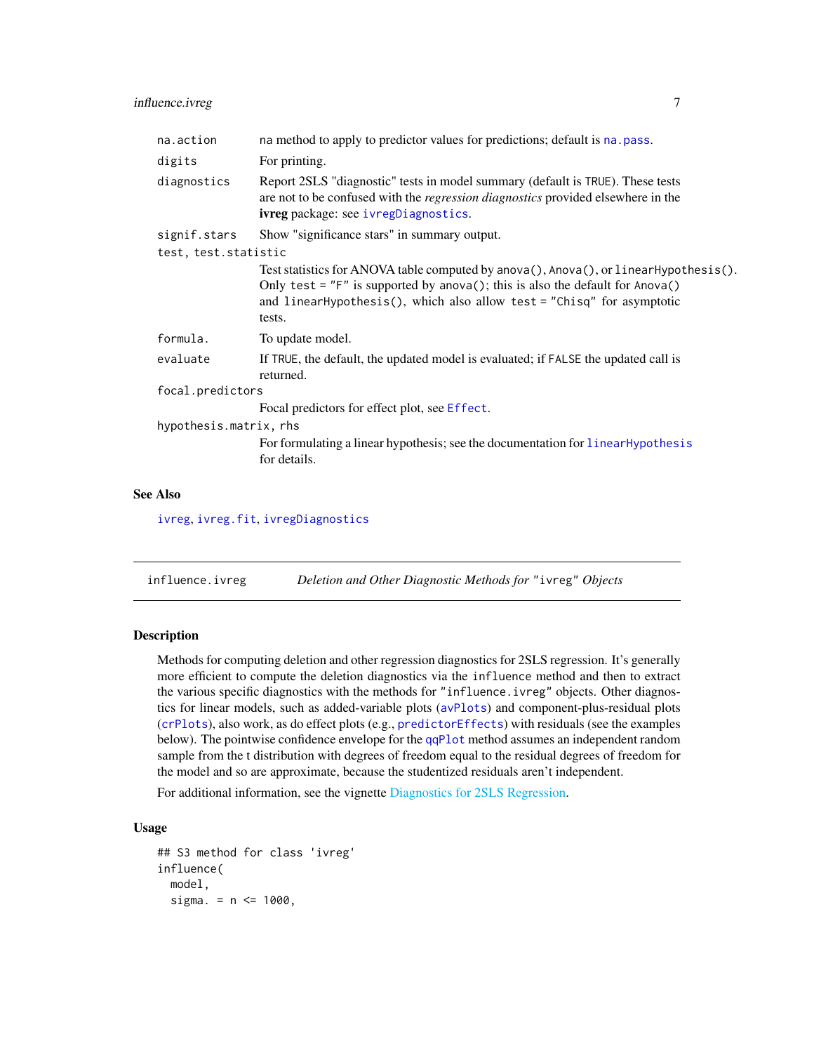| | |
|---|---|
| `na.action` | `na` method to apply to predictor values for predictions; default is `na.pass`. |
| `digits` | For printing. |
| `diagnostics` | Report 2SLS "diagnostic" tests in model summary (default is `TRUE`). These tests are not to be confused with the *regression diagnostics* provided elsewhere in the **ivreg** package: see `ivregDiagnostics`. |
| `signif.stars` | Show "significance stars" in summary output. |
| `test, test.statistic` | Test statistics for ANOVA table computed by `anova()`, `Anova()`, or `linearHypothesis()`. Only `test = "F"` is supported by `anova()`; this is also the default for `Anova()` and `linearHypothesis()`, which also allow `test = "Chisq"` for asymptotic tests. |
| `formula.` | To update model. |
| `evaluate` | If `TRUE`, the default, the updated model is evaluated; if `FALSE` the updated call is returned. |
| `focal.predictors` | Focal predictors for effect plot, see `Effect`. |
| `hypothesis.matrix, rhs` | For formulating a linear hypothesis; see the documentation for `linearHypothesis` for details. |

### See Also

`ivreg`, `ivreg.fit`, `ivregDiagnostics`

---

## influence.ivreg — *Deletion and Other Diagnostic Methods for* "ivreg" *Objects*

### Description

Methods for computing deletion and other regression diagnostics for 2SLS regression. It's generally more efficient to compute the deletion diagnostics via the `influence` method and then to extract the various specific diagnostics with the methods for `"influence.ivreg"` objects. Other diagnostics for linear models, such as added-variable plots (`avPlots`) and component-plus-residual plots (`crPlots`), also work, as do effect plots (e.g., `predictorEffects`) with residuals (see the examples below). The pointwise confidence envelope for the `qqPlot` method assumes an independent random sample from the t distribution with degrees of freedom equal to the residual degrees of freedom for the model and so are approximate, because the studentized residuals aren't independent.

For additional information, see the vignette Diagnostics for 2SLS Regression.

### Usage

```
## S3 method for class 'ivreg'
influence(
  model,
  sigma. = n <= 1000,
```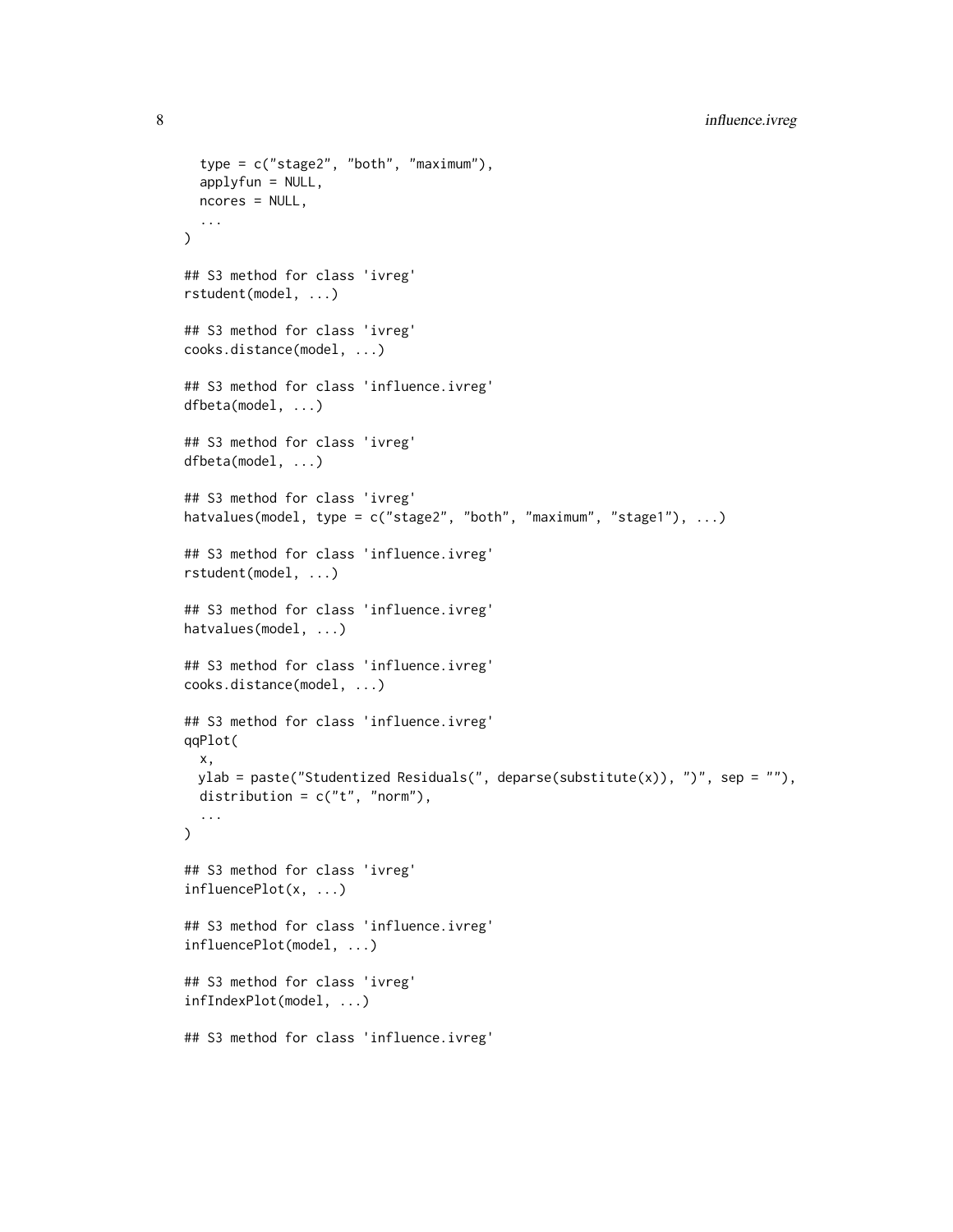```
  type = c("stage2", "both", "maximum"),
  applyfun = NULL,
  ncores = NULL,
  ...
)

## S3 method for class 'ivreg'
rstudent(model, ...)

## S3 method for class 'ivreg'
cooks.distance(model, ...)

## S3 method for class 'influence.ivreg'
dfbeta(model, ...)

## S3 method for class 'ivreg'
dfbeta(model, ...)

## S3 method for class 'ivreg'
hatvalues(model, type = c("stage2", "both", "maximum", "stage1"), ...)

## S3 method for class 'influence.ivreg'
rstudent(model, ...)

## S3 method for class 'influence.ivreg'
hatvalues(model, ...)

## S3 method for class 'influence.ivreg'
cooks.distance(model, ...)

## S3 method for class 'influence.ivreg'
qqPlot(
  x,
  ylab = paste("Studentized Residuals(", deparse(substitute(x)), ")", sep = ""),
  distribution = c("t", "norm"),
  ...
)

## S3 method for class 'ivreg'
influencePlot(x, ...)

## S3 method for class 'influence.ivreg'
influencePlot(model, ...)

## S3 method for class 'ivreg'
infIndexPlot(model, ...)

## S3 method for class 'influence.ivreg'
```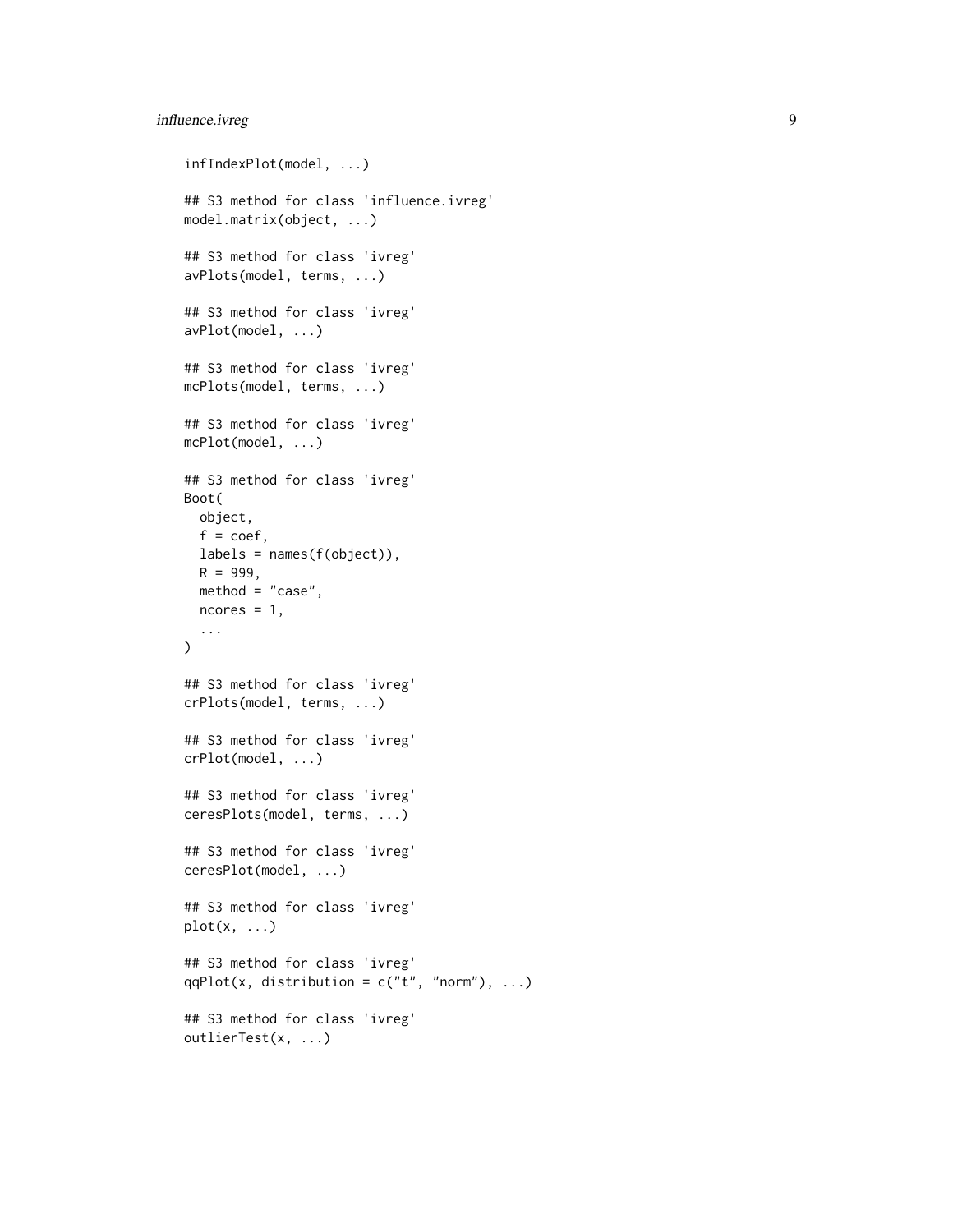```
infIndexPlot(model, ...)

## S3 method for class 'influence.ivreg'
model.matrix(object, ...)

## S3 method for class 'ivreg'
avPlots(model, terms, ...)

## S3 method for class 'ivreg'
avPlot(model, ...)

## S3 method for class 'ivreg'
mcPlots(model, terms, ...)

## S3 method for class 'ivreg'
mcPlot(model, ...)

## S3 method for class 'ivreg'
Boot(
  object,
  f = coef,
  labels = names(f(object)),
  R = 999,
  method = "case",
  ncores = 1,
  ...
)

## S3 method for class 'ivreg'
crPlots(model, terms, ...)

## S3 method for class 'ivreg'
crPlot(model, ...)

## S3 method for class 'ivreg'
ceresPlots(model, terms, ...)

## S3 method for class 'ivreg'
ceresPlot(model, ...)

## S3 method for class 'ivreg'
plot(x, ...)

## S3 method for class 'ivreg'
qqPlot(x, distribution = c("t", "norm"), ...)

## S3 method for class 'ivreg'
outlierTest(x, ...)
```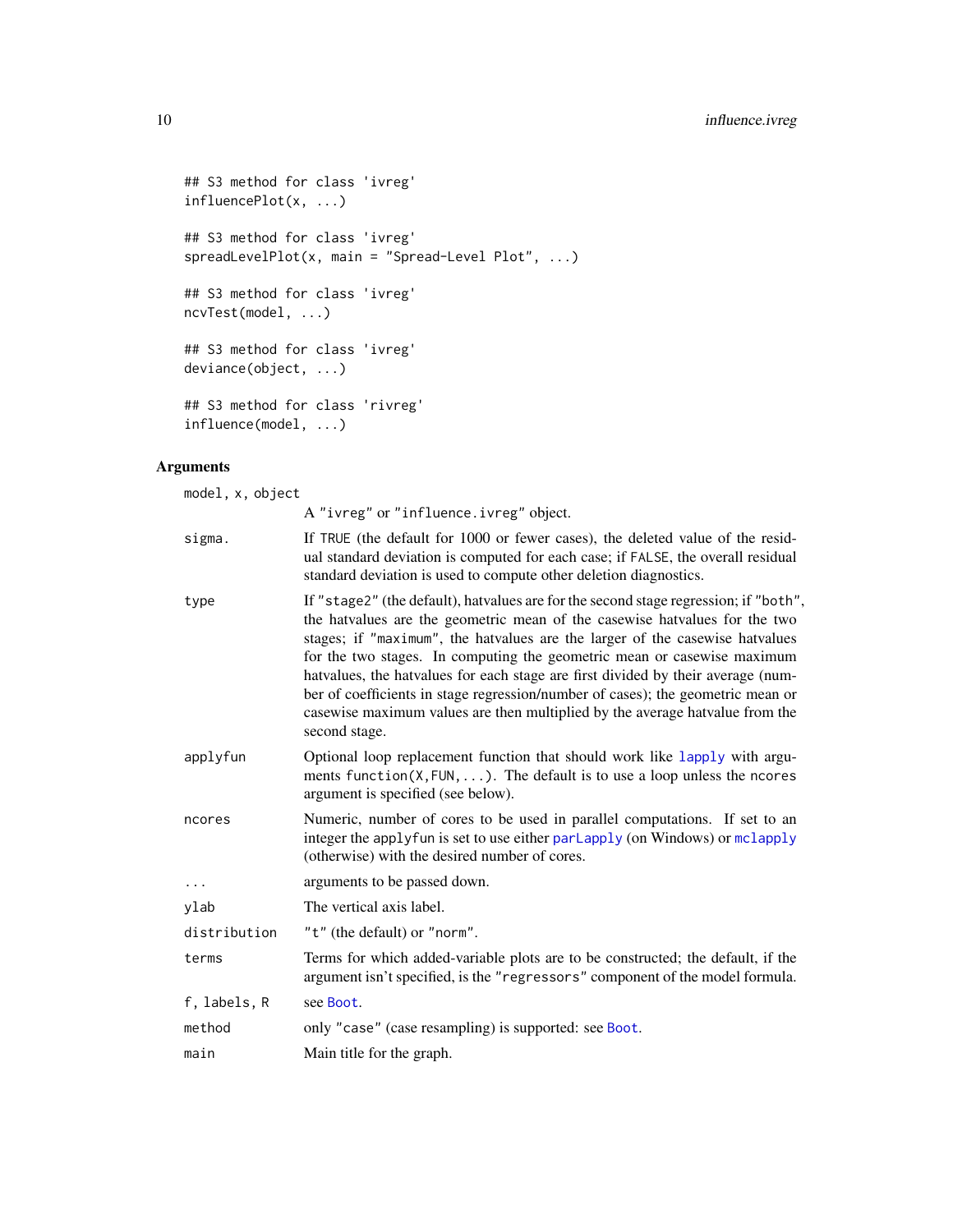```
## S3 method for class 'ivreg'
influencePlot(x, ...)

## S3 method for class 'ivreg'
spreadLevelPlot(x, main = "Spread-Level Plot", ...)

## S3 method for class 'ivreg'
ncvTest(model, ...)

## S3 method for class 'ivreg'
deviance(object, ...)

## S3 method for class 'rivreg'
influence(model, ...)
```

## Arguments

| | |
|---|---|
| `model, x, object` | A `"ivreg"` or `"influence.ivreg"` object. |
| `sigma.` | If `TRUE` (the default for 1000 or fewer cases), the deleted value of the residual standard deviation is computed for each case; if `FALSE`, the overall residual standard deviation is used to compute other deletion diagnostics. |
| `type` | If `"stage2"` (the default), hatvalues are for the second stage regression; if `"both"`, the hatvalues are the geometric mean of the casewise hatvalues for the two stages; if `"maximum"`, the hatvalues are the larger of the casewise hatvalues for the two stages. In computing the geometric mean or casewise maximum hatvalues, the hatvalues for each stage are first divided by their average (number of coefficients in stage regression/number of cases); the geometric mean or casewise maximum values are then multiplied by the average hatvalue from the second stage. |
| `applyfun` | Optional loop replacement function that should work like `lapply` with arguments `function(X,FUN,...)`. The default is to use a loop unless the `ncores` argument is specified (see below). |
| `ncores` | Numeric, number of cores to be used in parallel computations. If set to an integer the `applyfun` is set to use either `parLapply` (on Windows) or `mclapply` (otherwise) with the desired number of cores. |
| `...` | arguments to be passed down. |
| `ylab` | The vertical axis label. |
| `distribution` | `"t"` (the default) or `"norm"`. |
| `terms` | Terms for which added-variable plots are to be constructed; the default, if the argument isn't specified, is the `"regressors"` component of the model formula. |
| `f, labels, R` | see `Boot`. |
| `method` | only `"case"` (case resampling) is supported: see `Boot`. |
| `main` | Main title for the graph. |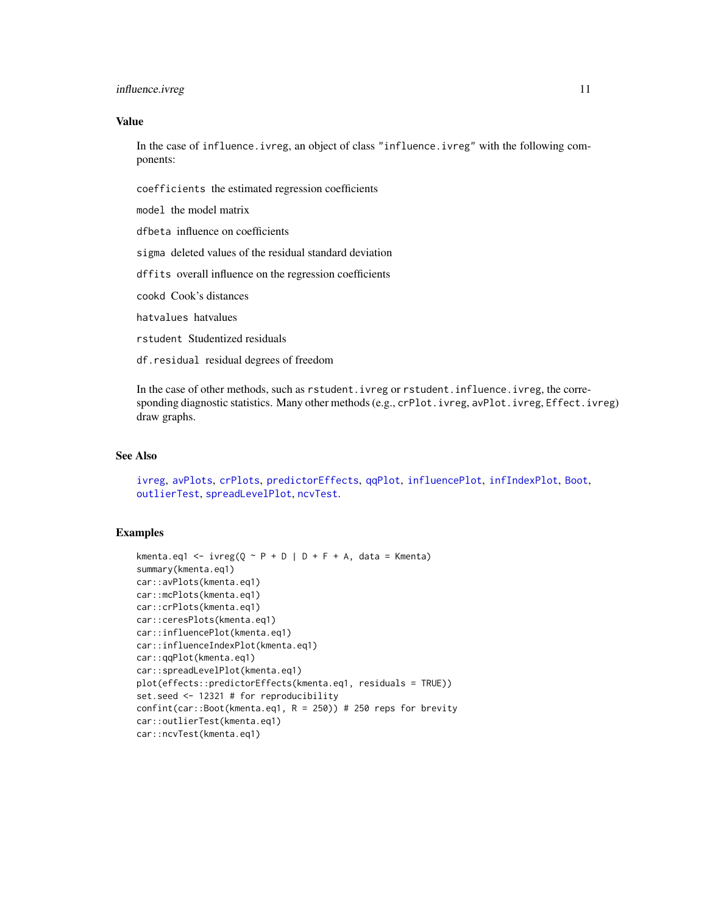## Value

In the case of `influence.ivreg`, an object of class `"influence.ivreg"` with the following components:

- `coefficients` the estimated regression coefficients
- `model` the model matrix
- `dfbeta` influence on coefficients
- `sigma` deleted values of the residual standard deviation
- `dffits` overall influence on the regression coefficients
- `cookd` Cook's distances
- `hatvalues` hatvalues
- `rstudent` Studentized residuals
- `df.residual` residual degrees of freedom

In the case of other methods, such as `rstudent.ivreg` or `rstudent.influence.ivreg`, the corresponding diagnostic statistics. Many other methods (e.g., `crPlot.ivreg`, `avPlot.ivreg`, `Effect.ivreg`) draw graphs.

## See Also

`ivreg`, `avPlots`, `crPlots`, `predictorEffects`, `qqPlot`, `influencePlot`, `infIndexPlot`, `Boot`, `outlierTest`, `spreadLevelPlot`, `ncvTest`.

## Examples

```
kmenta.eq1 <- ivreg(Q ~ P + D | D + F + A, data = Kmenta)
summary(kmenta.eq1)
car::avPlots(kmenta.eq1)
car::mcPlots(kmenta.eq1)
car::crPlots(kmenta.eq1)
car::ceresPlots(kmenta.eq1)
car::influencePlot(kmenta.eq1)
car::influenceIndexPlot(kmenta.eq1)
car::qqPlot(kmenta.eq1)
car::spreadLevelPlot(kmenta.eq1)
plot(effects::predictorEffects(kmenta.eq1, residuals = TRUE))
set.seed <- 12321 # for reproducibility
confint(car::Boot(kmenta.eq1, R = 250)) # 250 reps for brevity
car::outlierTest(kmenta.eq1)
car::ncvTest(kmenta.eq1)
```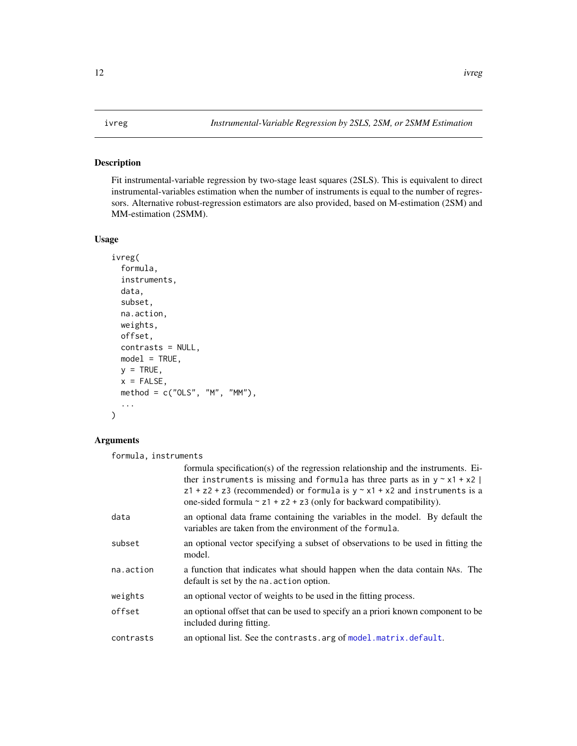## ivreg — *Instrumental-Variable Regression by 2SLS, 2SM, or 2SMM Estimation*

### Description

Fit instrumental-variable regression by two-stage least squares (2SLS). This is equivalent to direct instrumental-variables estimation when the number of instruments is equal to the number of regressors. Alternative robust-regression estimators are also provided, based on M-estimation (2SM) and MM-estimation (2SMM).

### Usage

```
ivreg(
  formula,
  instruments,
  data,
  subset,
  na.action,
  weights,
  offset,
  contrasts = NULL,
  model = TRUE,
  y = TRUE,
  x = FALSE,
  method = c("OLS", "M", "MM"),
  ...
)
```

### Arguments

**formula, instruments**
formula specification(s) of the regression relationship and the instruments. Either instruments is missing and formula has three parts as in `y ~ x1 + x2 | z1 + z2 + z3` (recommended) or formula is `y ~ x1 + x2` and instruments is a one-sided formula `~ z1 + z2 + z3` (only for backward compatibility).

**data**
an optional data frame containing the variables in the model. By default the variables are taken from the environment of the formula.

**subset**
an optional vector specifying a subset of observations to be used in fitting the model.

**na.action**
a function that indicates what should happen when the data contain NAs. The default is set by the na.action option.

**weights**
an optional vector of weights to be used in the fitting process.

**offset**
an optional offset that can be used to specify an a priori known component to be included during fitting.

**contrasts**
an optional list. See the contrasts.arg of model.matrix.default.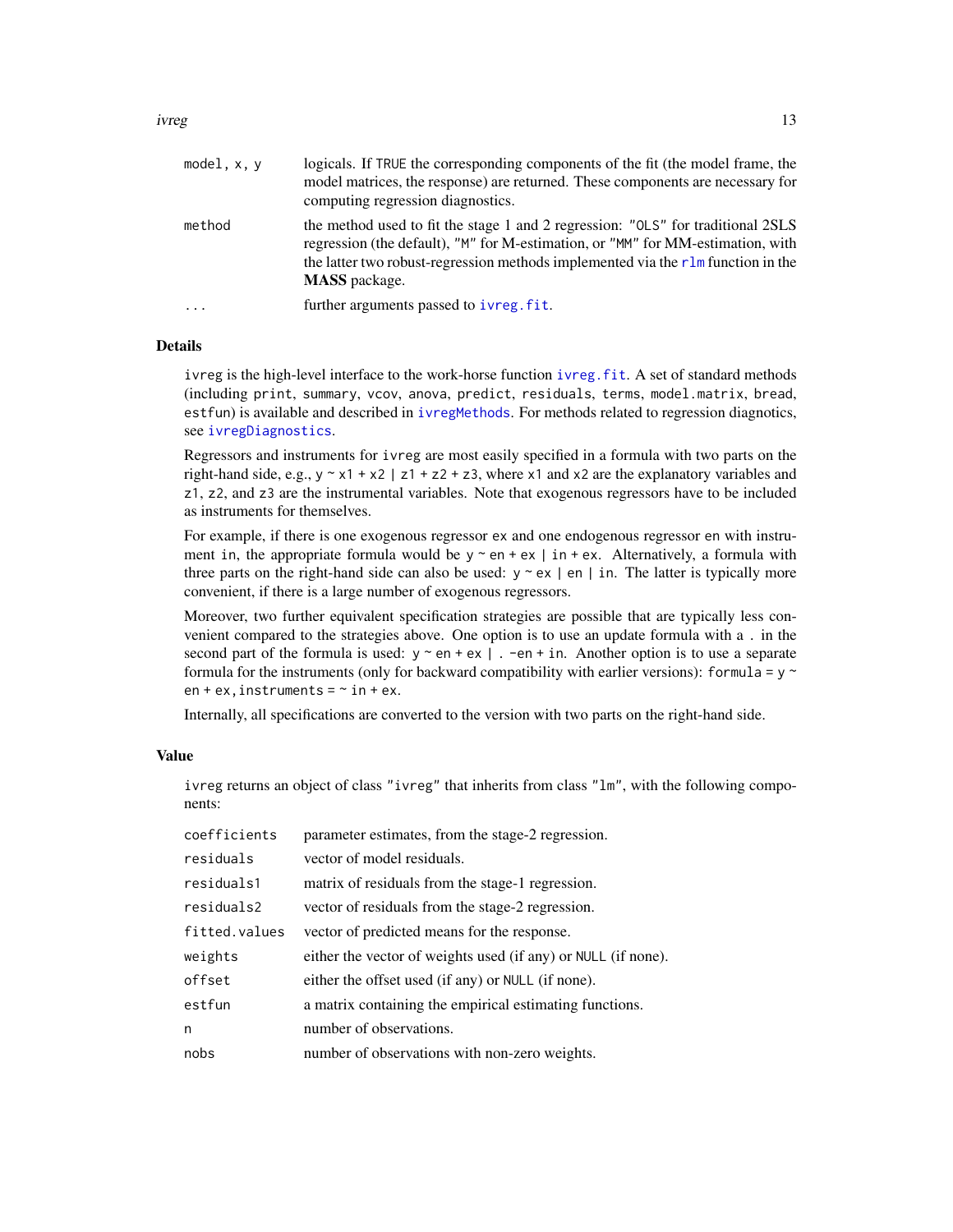| | |
|---|---|
| `model, x, y` | logicals. If `TRUE` the corresponding components of the fit (the model frame, the model matrices, the response) are returned. These components are necessary for computing regression diagnostics. |
| `method` | the method used to fit the stage 1 and 2 regression: `"OLS"` for traditional 2SLS regression (the default), `"M"` for M-estimation, or `"MM"` for MM-estimation, with the latter two robust-regression methods implemented via the `rlm` function in the **MASS** package. |
| `...` | further arguments passed to `ivreg.fit`. |

## Details

`ivreg` is the high-level interface to the work-horse function `ivreg.fit`. A set of standard methods (including `print`, `summary`, `vcov`, `anova`, `predict`, `residuals`, `terms`, `model.matrix`, `bread`, `estfun`) is available and described in `ivregMethods`. For methods related to regression diagnostics, see `ivregDiagnostics`.

Regressors and instruments for `ivreg` are most easily specified in a formula with two parts on the right-hand side, e.g., `y ~ x1 + x2 | z1 + z2 + z3`, where `x1` and `x2` are the explanatory variables and `z1`, `z2`, and `z3` are the instrumental variables. Note that exogenous regressors have to be included as instruments for themselves.

For example, if there is one exogenous regressor `ex` and one endogenous regressor `en` with instrument `in`, the appropriate formula would be `y ~ en + ex | in + ex`. Alternatively, a formula with three parts on the right-hand side can also be used: `y ~ ex | en | in`. The latter is typically more convenient, if there is a large number of exogenous regressors.

Moreover, two further equivalent specification strategies are possible that are typically less convenient compared to the strategies above. One option is to use an update formula with a `.` in the second part of the formula is used: `y ~ en + ex | . -en + in`. Another option is to use a separate formula for the instruments (only for backward compatibility with earlier versions): `formula = y ~ en + ex, instruments = ~ in + ex`.

Internally, all specifications are converted to the version with two parts on the right-hand side.

## Value

`ivreg` returns an object of class `"ivreg"` that inherits from class `"lm"`, with the following components:

| | |
|---|---|
| `coefficients` | parameter estimates, from the stage-2 regression. |
| `residuals` | vector of model residuals. |
| `residuals1` | matrix of residuals from the stage-1 regression. |
| `residuals2` | vector of residuals from the stage-2 regression. |
| `fitted.values` | vector of predicted means for the response. |
| `weights` | either the vector of weights used (if any) or `NULL` (if none). |
| `offset` | either the offset used (if any) or `NULL` (if none). |
| `estfun` | a matrix containing the empirical estimating functions. |
| `n` | number of observations. |
| `nobs` | number of observations with non-zero weights. |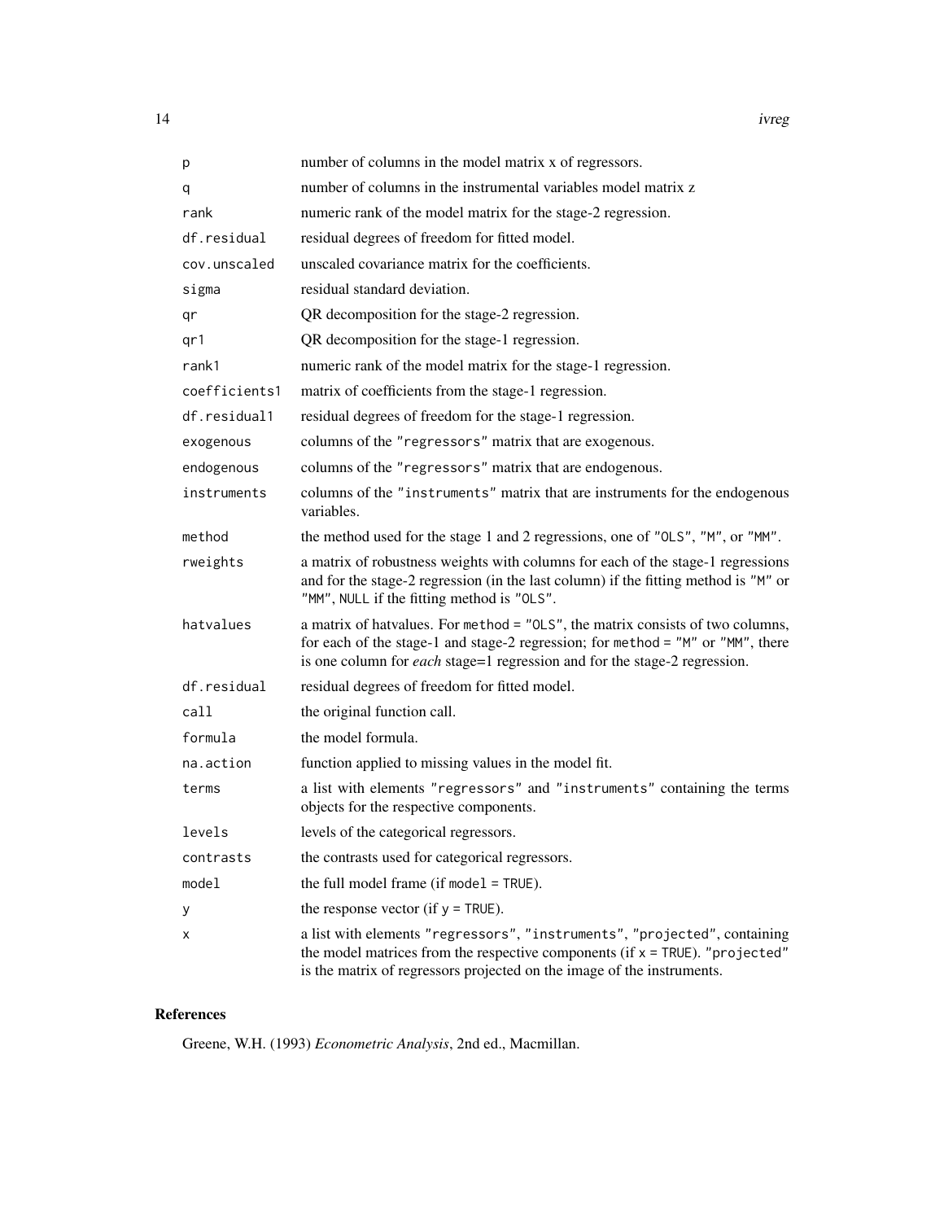| | |
|---|---|
| `p` | number of columns in the model matrix x of regressors. |
| `q` | number of columns in the instrumental variables model matrix z |
| `rank` | numeric rank of the model matrix for the stage-2 regression. |
| `df.residual` | residual degrees of freedom for fitted model. |
| `cov.unscaled` | unscaled covariance matrix for the coefficients. |
| `sigma` | residual standard deviation. |
| `qr` | QR decomposition for the stage-2 regression. |
| `qr1` | QR decomposition for the stage-1 regression. |
| `rank1` | numeric rank of the model matrix for the stage-1 regression. |
| `coefficients1` | matrix of coefficients from the stage-1 regression. |
| `df.residual1` | residual degrees of freedom for the stage-1 regression. |
| `exogenous` | columns of the `"regressors"` matrix that are exogenous. |
| `endogenous` | columns of the `"regressors"` matrix that are endogenous. |
| `instruments` | columns of the `"instruments"` matrix that are instruments for the endogenous variables. |
| `method` | the method used for the stage 1 and 2 regressions, one of `"OLS"`, `"M"`, or `"MM"`. |
| `rweights` | a matrix of robustness weights with columns for each of the stage-1 regressions and for the stage-2 regression (in the last column) if the fitting method is `"M"` or `"MM"`, `NULL` if the fitting method is `"OLS"`. |
| `hatvalues` | a matrix of hatvalues. For `method = "OLS"`, the matrix consists of two columns, for each of the stage-1 and stage-2 regression; for `method = "M"` or `"MM"`, there is one column for *each* stage=1 regression and for the stage-2 regression. |
| `df.residual` | residual degrees of freedom for fitted model. |
| `call` | the original function call. |
| `formula` | the model formula. |
| `na.action` | function applied to missing values in the model fit. |
| `terms` | a list with elements `"regressors"` and `"instruments"` containing the terms objects for the respective components. |
| `levels` | levels of the categorical regressors. |
| `contrasts` | the contrasts used for categorical regressors. |
| `model` | the full model frame (if `model = TRUE`). |
| `y` | the response vector (if `y = TRUE`). |
| `x` | a list with elements `"regressors"`, `"instruments"`, `"projected"`, containing the model matrices from the respective components (if `x = TRUE`). `"projected"` is the matrix of regressors projected on the image of the instruments. |

## References

Greene, W.H. (1993) *Econometric Analysis*, 2nd ed., Macmillan.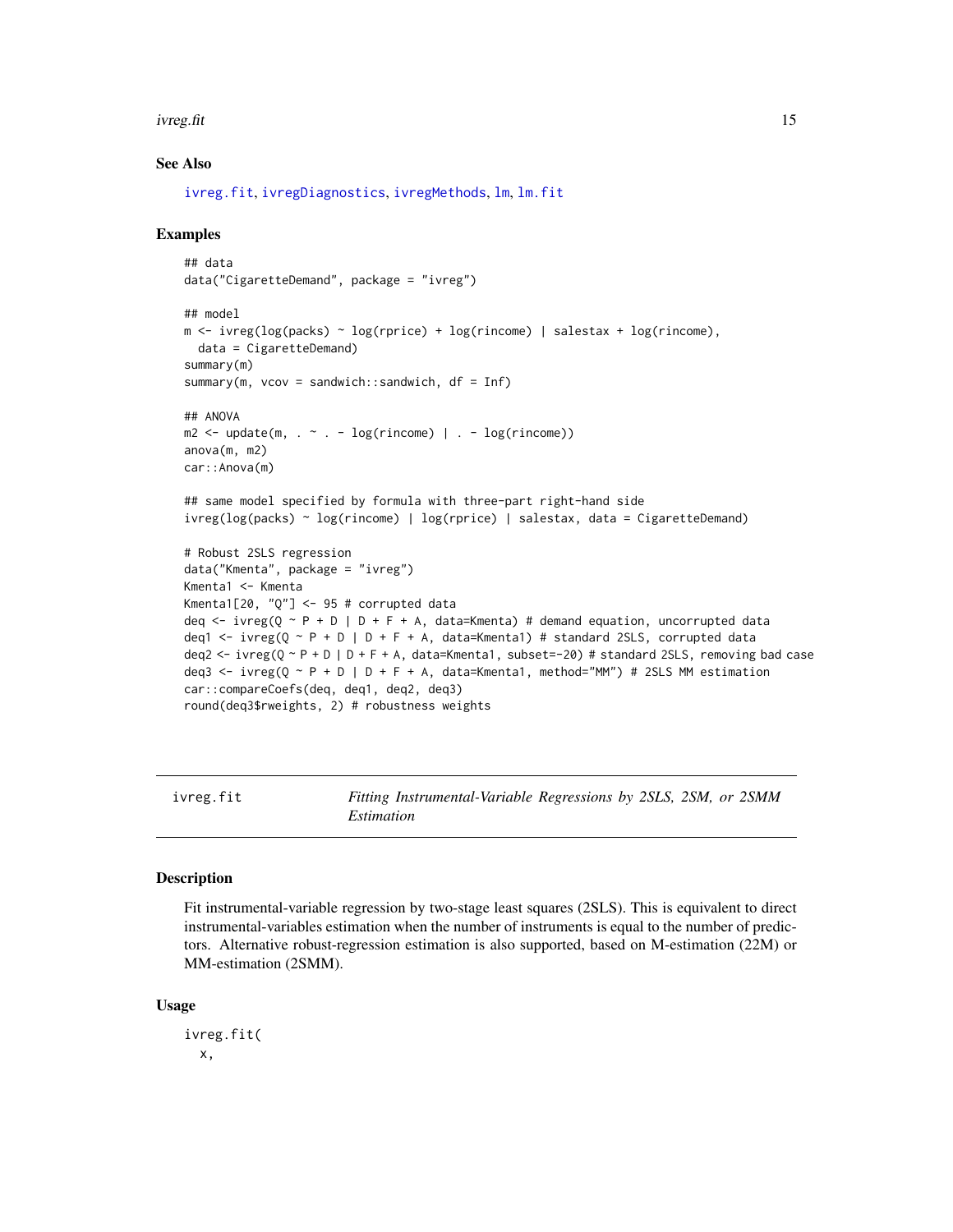## See Also

ivreg.fit, ivregDiagnostics, ivregMethods, lm, lm.fit

## Examples

```
## data
data("CigaretteDemand", package = "ivreg")

## model
m <- ivreg(log(packs) ~ log(rprice) + log(rincome) | salestax + log(rincome),
  data = CigaretteDemand)
summary(m)
summary(m, vcov = sandwich::sandwich, df = Inf)

## ANOVA
m2 <- update(m, . ~ . - log(rincome) | . - log(rincome))
anova(m, m2)
car::Anova(m)

## same model specified by formula with three-part right-hand side
ivreg(log(packs) ~ log(rincome) | log(rprice) | salestax, data = CigaretteDemand)

# Robust 2SLS regression
data("Kmenta", package = "ivreg")
Kmenta1 <- Kmenta
Kmenta1[20, "Q"] <- 95 # corrupted data
deq <- ivreg(Q ~ P + D | D + F + A, data=Kmenta) # demand equation, uncorrupted data
deq1 <- ivreg(Q ~ P + D | D + F + A, data=Kmenta1) # standard 2SLS, corrupted data
deq2 <- ivreg(Q ~ P + D | D + F + A, data=Kmenta1, subset=-20) # standard 2SLS, removing bad case
deq3 <- ivreg(Q ~ P + D | D + F + A, data=Kmenta1, method="MM") # 2SLS MM estimation
car::compareCoefs(deq, deq1, deq2, deq3)
round(deq3$rweights, 2) # robustness weights
```

---

ivreg.fit — *Fitting Instrumental-Variable Regressions by 2SLS, 2SM, or 2SMM Estimation*

---

## Description

Fit instrumental-variable regression by two-stage least squares (2SLS). This is equivalent to direct instrumental-variables estimation when the number of instruments is equal to the number of predictors. Alternative robust-regression estimation is also supported, based on M-estimation (22M) or MM-estimation (2SMM).

## Usage

```
ivreg.fit(
  x,
```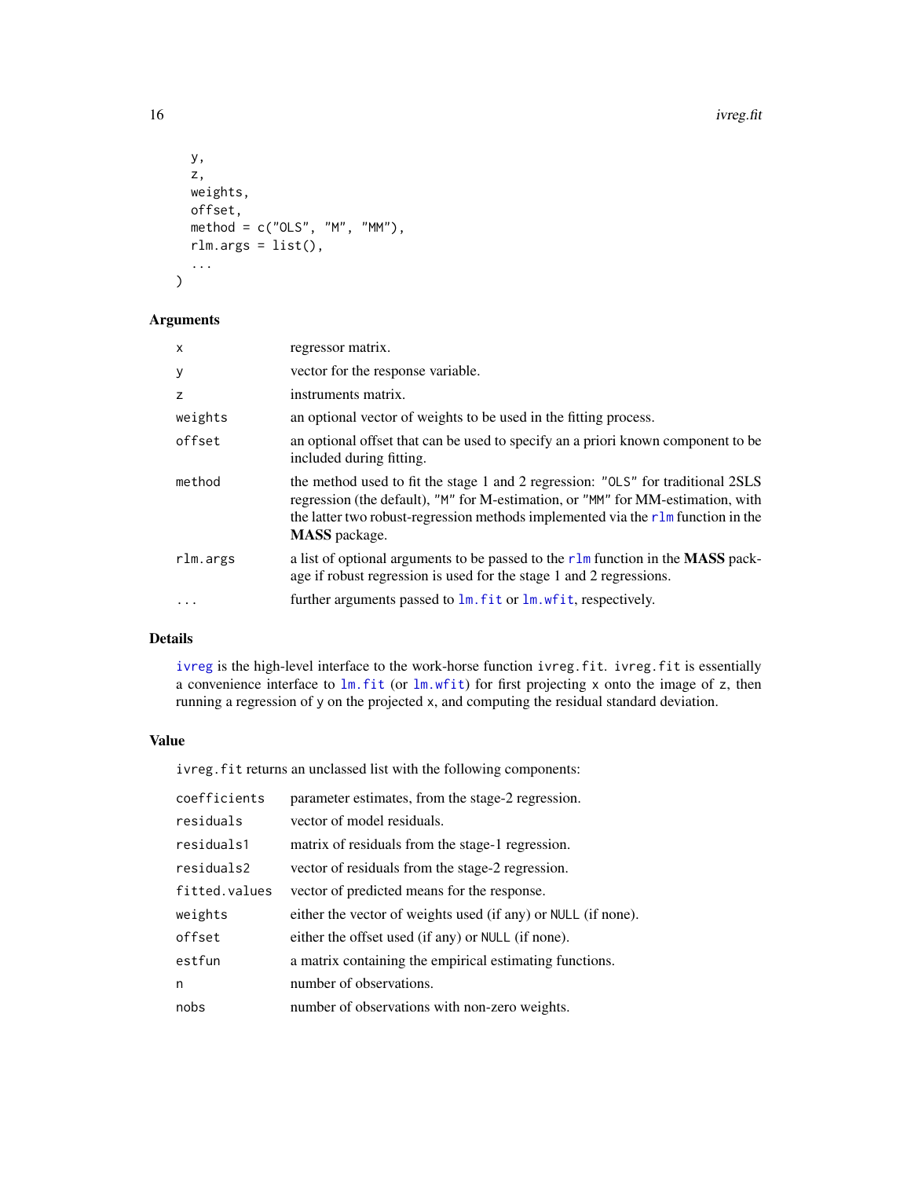```
  y,
  z,
  weights,
  offset,
  method = c("OLS", "M", "MM"),
  rlm.args = list(),
  ...
)
```

## Arguments

| | |
|---|---|
| x | regressor matrix. |
| y | vector for the response variable. |
| z | instruments matrix. |
| weights | an optional vector of weights to be used in the fitting process. |
| offset | an optional offset that can be used to specify an a priori known component to be included during fitting. |
| method | the method used to fit the stage 1 and 2 regression: "OLS" for traditional 2SLS regression (the default), "M" for M-estimation, or "MM" for MM-estimation, with the latter two robust-regression methods implemented via the rlm function in the **MASS** package. |
| rlm.args | a list of optional arguments to be passed to the rlm function in the **MASS** package if robust regression is used for the stage 1 and 2 regressions. |
| ... | further arguments passed to lm.fit or lm.wfit, respectively. |

## Details

ivreg is the high-level interface to the work-horse function ivreg.fit. ivreg.fit is essentially a convenience interface to lm.fit (or lm.wfit) for first projecting x onto the image of z, then running a regression of y on the projected x, and computing the residual standard deviation.

## Value

ivreg.fit returns an unclassed list with the following components:

| | |
|---|---|
| coefficients | parameter estimates, from the stage-2 regression. |
| residuals | vector of model residuals. |
| residuals1 | matrix of residuals from the stage-1 regression. |
| residuals2 | vector of residuals from the stage-2 regression. |
| fitted.values | vector of predicted means for the response. |
| weights | either the vector of weights used (if any) or NULL (if none). |
| offset | either the offset used (if any) or NULL (if none). |
| estfun | a matrix containing the empirical estimating functions. |
| n | number of observations. |
| nobs | number of observations with non-zero weights. |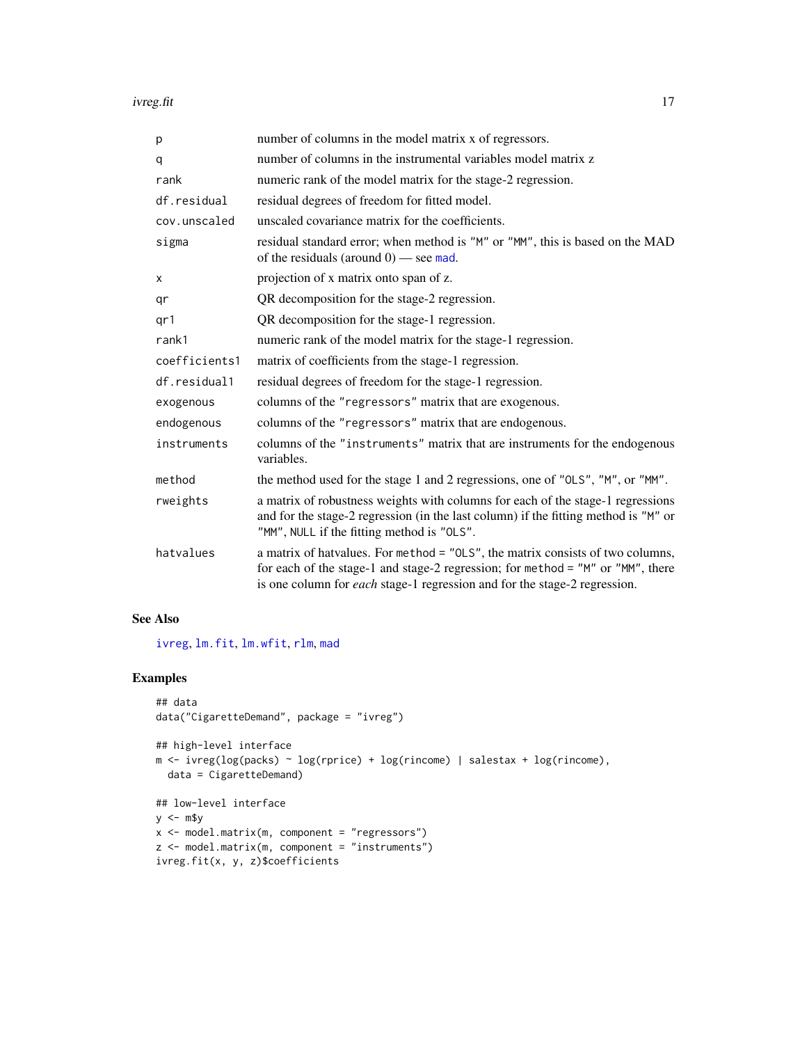| | |
|---|---|
| p | number of columns in the model matrix x of regressors. |
| q | number of columns in the instrumental variables model matrix z |
| rank | numeric rank of the model matrix for the stage-2 regression. |
| df.residual | residual degrees of freedom for fitted model. |
| cov.unscaled | unscaled covariance matrix for the coefficients. |
| sigma | residual standard error; when method is "M" or "MM", this is based on the MAD of the residuals (around 0) — see mad. |
| x | projection of x matrix onto span of z. |
| qr | QR decomposition for the stage-2 regression. |
| qr1 | QR decomposition for the stage-1 regression. |
| rank1 | numeric rank of the model matrix for the stage-1 regression. |
| coefficients1 | matrix of coefficients from the stage-1 regression. |
| df.residual1 | residual degrees of freedom for the stage-1 regression. |
| exogenous | columns of the "regressors" matrix that are exogenous. |
| endogenous | columns of the "regressors" matrix that are endogenous. |
| instruments | columns of the "instruments" matrix that are instruments for the endogenous variables. |
| method | the method used for the stage 1 and 2 regressions, one of "OLS", "M", or "MM". |
| rweights | a matrix of robustness weights with columns for each of the stage-1 regressions and for the stage-2 regression (in the last column) if the fitting method is "M" or "MM", NULL if the fitting method is "OLS". |
| hatvalues | a matrix of hatvalues. For method = "OLS", the matrix consists of two columns, for each of the stage-1 and stage-2 regression; for method = "M" or "MM", there is one column for *each* stage-1 regression and for the stage-2 regression. |

## See Also

ivreg, lm.fit, lm.wfit, rlm, mad

## Examples

```
## data
data("CigaretteDemand", package = "ivreg")

## high-level interface
m <- ivreg(log(packs) ~ log(rprice) + log(rincome) | salestax + log(rincome),
  data = CigaretteDemand)

## low-level interface
y <- m$y
x <- model.matrix(m, component = "regressors")
z <- model.matrix(m, component = "instruments")
ivreg.fit(x, y, z)$coefficients
```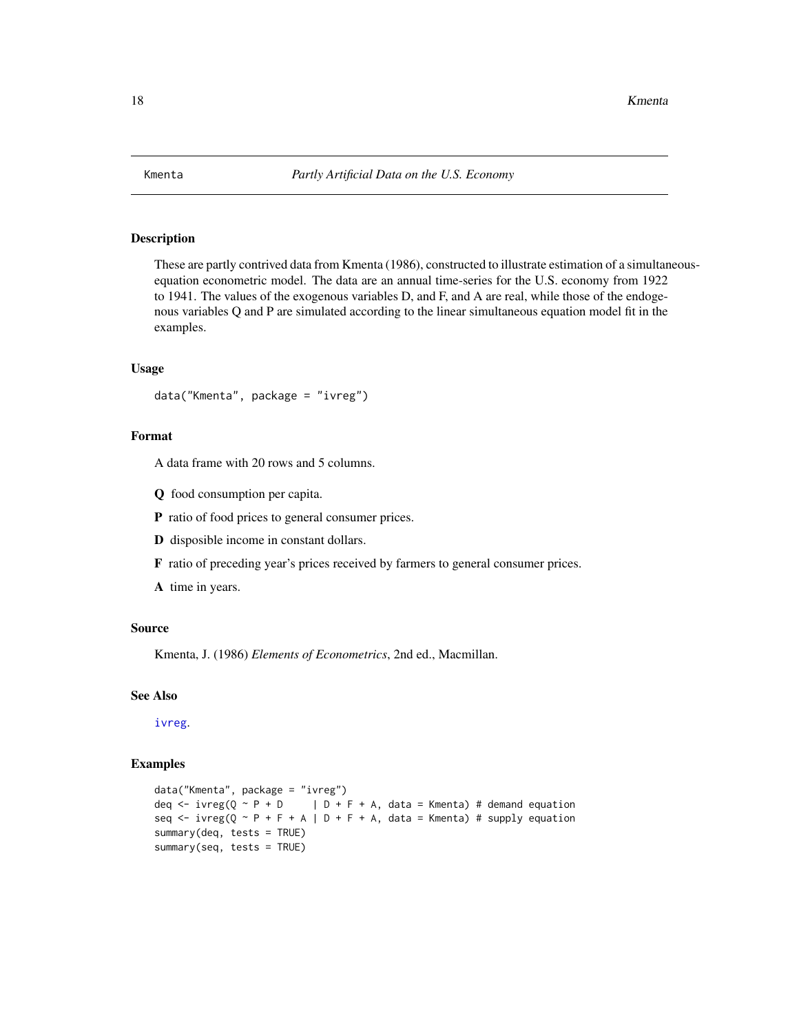Kmenta *Partly Artificial Data on the U.S. Economy*

## Description

These are partly contrived data from Kmenta (1986), constructed to illustrate estimation of a simultaneous-equation econometric model. The data are an annual time-series for the U.S. economy from 1922 to 1941. The values of the exogenous variables D, and F, and A are real, while those of the endogenous variables Q and P are simulated according to the linear simultaneous equation model fit in the examples.

## Usage

```
data("Kmenta", package = "ivreg")
```

## Format

A data frame with 20 rows and 5 columns.

**Q** food consumption per capita.

**P** ratio of food prices to general consumer prices.

**D** disposible income in constant dollars.

**F** ratio of preceding year's prices received by farmers to general consumer prices.

**A** time in years.

## Source

Kmenta, J. (1986) *Elements of Econometrics*, 2nd ed., Macmillan.

## See Also

ivreg.

## Examples

```
data("Kmenta", package = "ivreg")
deq <- ivreg(Q ~ P + D     | D + F + A, data = Kmenta) # demand equation
seq <- ivreg(Q ~ P + F + A | D + F + A, data = Kmenta) # supply equation
summary(deq, tests = TRUE)
summary(seq, tests = TRUE)
```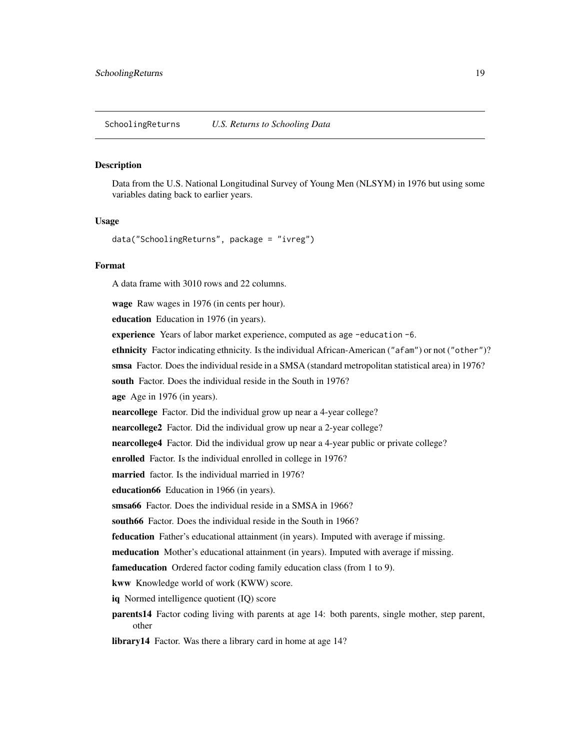SchoolingReturns &nbsp;&nbsp;&nbsp; *U.S. Returns to Schooling Data*

## Description

Data from the U.S. National Longitudinal Survey of Young Men (NLSYM) in 1976 but using some variables dating back to earlier years.

## Usage

```
data("SchoolingReturns", package = "ivreg")
```

## Format

A data frame with 3010 rows and 22 columns.

**wage** Raw wages in 1976 (in cents per hour).

**education** Education in 1976 (in years).

**experience** Years of labor market experience, computed as `age -education -6`.

**ethnicity** Factor indicating ethnicity. Is the individual African-American (`"afam"`) or not (`"other"`)?

**smsa** Factor. Does the individual reside in a SMSA (standard metropolitan statistical area) in 1976?

**south** Factor. Does the individual reside in the South in 1976?

**age** Age in 1976 (in years).

**nearcollege** Factor. Did the individual grow up near a 4-year college?

**nearcollege2** Factor. Did the individual grow up near a 2-year college?

**nearcollege4** Factor. Did the individual grow up near a 4-year public or private college?

**enrolled** Factor. Is the individual enrolled in college in 1976?

**married** factor. Is the individual married in 1976?

**education66** Education in 1966 (in years).

**smsa66** Factor. Does the individual reside in a SMSA in 1966?

**south66** Factor. Does the individual reside in the South in 1966?

**feducation** Father's educational attainment (in years). Imputed with average if missing.

**meducation** Mother's educational attainment (in years). Imputed with average if missing.

**fameducation** Ordered factor coding family education class (from 1 to 9).

**kww** Knowledge world of work (KWW) score.

**iq** Normed intelligence quotient (IQ) score

**parents14** Factor coding living with parents at age 14: both parents, single mother, step parent, other

**library14** Factor. Was there a library card in home at age 14?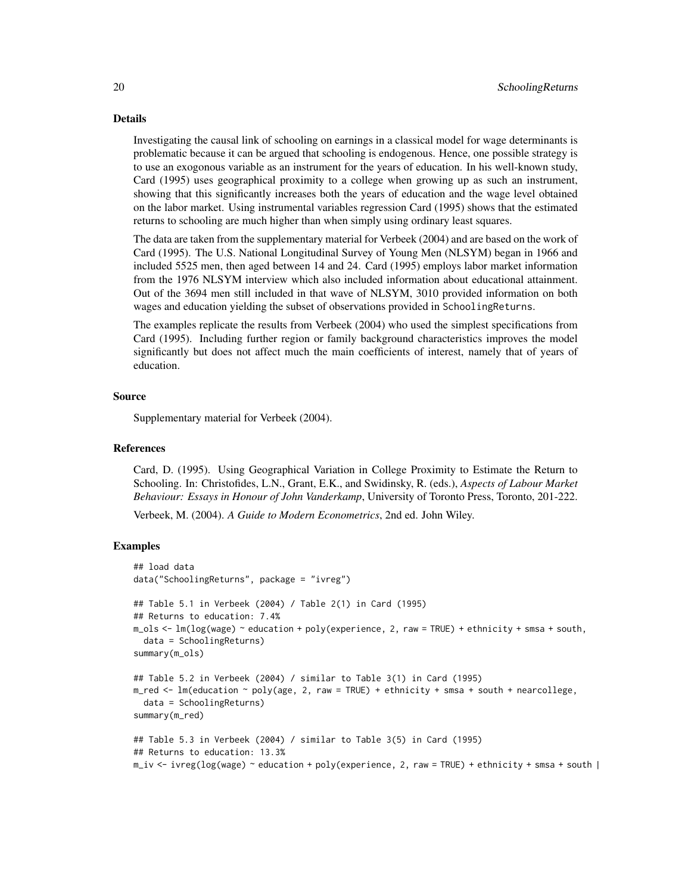### Details

Investigating the causal link of schooling on earnings in a classical model for wage determinants is problematic because it can be argued that schooling is endogenous. Hence, one possible strategy is to use an exogonous variable as an instrument for the years of education. In his well-known study, Card (1995) uses geographical proximity to a college when growing up as such an instrument, showing that this significantly increases both the years of education and the wage level obtained on the labor market. Using instrumental variables regression Card (1995) shows that the estimated returns to schooling are much higher than when simply using ordinary least squares.

The data are taken from the supplementary material for Verbeek (2004) and are based on the work of Card (1995). The U.S. National Longitudinal Survey of Young Men (NLSYM) began in 1966 and included 5525 men, then aged between 14 and 24. Card (1995) employs labor market information from the 1976 NLSYM interview which also included information about educational attainment. Out of the 3694 men still included in that wave of NLSYM, 3010 provided information on both wages and education yielding the subset of observations provided in `SchoolingReturns`.

The examples replicate the results from Verbeek (2004) who used the simplest specifications from Card (1995). Including further region or family background characteristics improves the model significantly but does not affect much the main coefficients of interest, namely that of years of education.

### Source

Supplementary material for Verbeek (2004).

### References

Card, D. (1995). Using Geographical Variation in College Proximity to Estimate the Return to Schooling. In: Christofides, L.N., Grant, E.K., and Swidinsky, R. (eds.), *Aspects of Labour Market Behaviour: Essays in Honour of John Vanderkamp*, University of Toronto Press, Toronto, 201-222.

Verbeek, M. (2004). *A Guide to Modern Econometrics*, 2nd ed. John Wiley.

### Examples

```
## load data
data("SchoolingReturns", package = "ivreg")

## Table 5.1 in Verbeek (2004) / Table 2(1) in Card (1995)
## Returns to education: 7.4%
m_ols <- lm(log(wage) ~ education + poly(experience, 2, raw = TRUE) + ethnicity + smsa + south,
  data = SchoolingReturns)
summary(m_ols)

## Table 5.2 in Verbeek (2004) / similar to Table 3(1) in Card (1995)
m_red <- lm(education ~ poly(age, 2, raw = TRUE) + ethnicity + smsa + south + nearcollege,
  data = SchoolingReturns)
summary(m_red)

## Table 5.3 in Verbeek (2004) / similar to Table 3(5) in Card (1995)
## Returns to education: 13.3%
m_iv <- ivreg(log(wage) ~ education + poly(experience, 2, raw = TRUE) + ethnicity + smsa + south |
```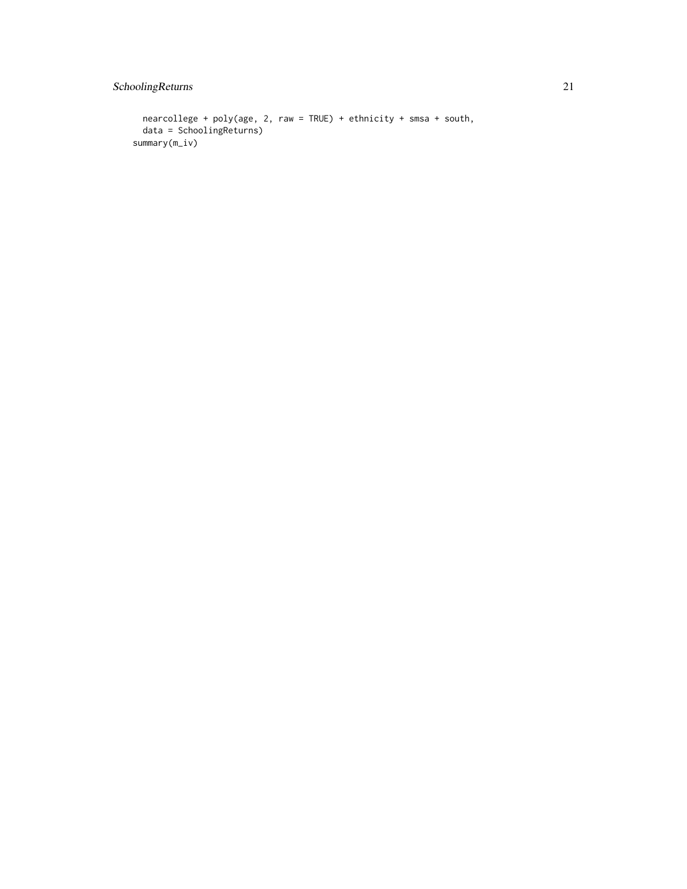```
  nearcollege + poly(age, 2, raw = TRUE) + ethnicity + smsa + south,
  data = SchoolingReturns)
summary(m_iv)
```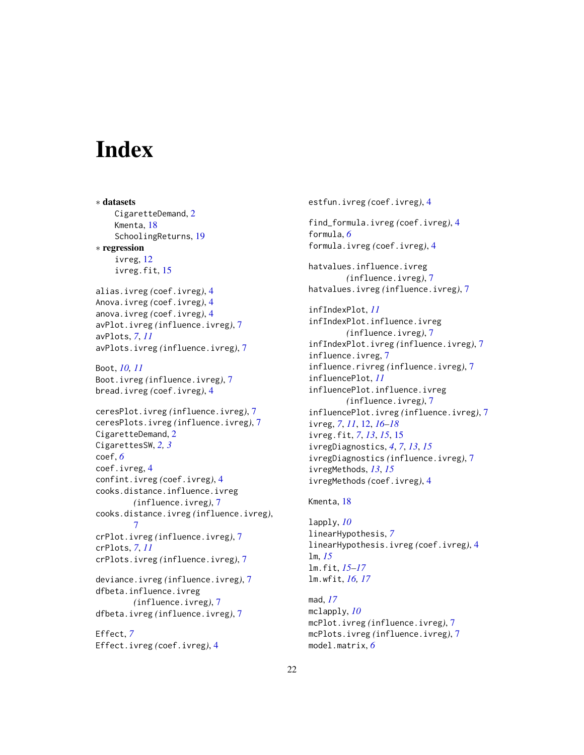# Index

∗ **datasets**
  CigaretteDemand, 2
  Kmenta, 18
  SchoolingReturns, 19

∗ **regression**
  ivreg, 12
  ivreg.fit, 15

alias.ivreg *(coef.ivreg)*, 4
Anova.ivreg *(coef.ivreg)*, 4
anova.ivreg *(coef.ivreg)*, 4
avPlot.ivreg *(influence.ivreg)*, 7
avPlots, *7*, *11*
avPlots.ivreg *(influence.ivreg)*, 7

Boot, *10, 11*
Boot.ivreg *(influence.ivreg)*, 7
bread.ivreg *(coef.ivreg)*, 4

ceresPlot.ivreg *(influence.ivreg)*, 7
ceresPlots.ivreg *(influence.ivreg)*, 7
CigaretteDemand, 2
CigarettesSW, *2, 3*
coef, *6*
coef.ivreg, 4
confint.ivreg *(coef.ivreg)*, 4
cooks.distance.influence.ivreg *(influence.ivreg)*, 7
cooks.distance.ivreg *(influence.ivreg)*, 7
crPlot.ivreg *(influence.ivreg)*, 7
crPlots, *7*, *11*
crPlots.ivreg *(influence.ivreg)*, 7

deviance.ivreg *(influence.ivreg)*, 7
dfbeta.influence.ivreg *(influence.ivreg)*, 7
dfbeta.ivreg *(influence.ivreg)*, 7

Effect, *7*
Effect.ivreg *(coef.ivreg)*, 4

estfun.ivreg *(coef.ivreg)*, 4

find_formula.ivreg *(coef.ivreg)*, 4
formula, *6*
formula.ivreg *(coef.ivreg)*, 4

hatvalues.influence.ivreg *(influence.ivreg)*, 7
hatvalues.ivreg *(influence.ivreg)*, 7

infIndexPlot, *11*
infIndexPlot.influence.ivreg *(influence.ivreg)*, 7
infIndexPlot.ivreg *(influence.ivreg)*, 7
influence.ivreg, 7
influence.rivreg *(influence.ivreg)*, 7
influencePlot, *11*
influencePlot.influence.ivreg *(influence.ivreg)*, 7
influencePlot.ivreg *(influence.ivreg)*, 7
ivreg, *7*, *11*, 12, *16–18*
ivreg.fit, *7*, *13*, *15*, 15
ivregDiagnostics, *4*, *7*, *13*, *15*
ivregDiagnostics *(influence.ivreg)*, 7
ivregMethods, *13*, *15*
ivregMethods *(coef.ivreg)*, 4

Kmenta, 18

lapply, *10*
linearHypothesis, *7*
linearHypothesis.ivreg *(coef.ivreg)*, 4
lm, *15*
lm.fit, *15–17*
lm.wfit, *16, 17*

mad, *17*
mclapply, *10*
mcPlot.ivreg *(influence.ivreg)*, 7
mcPlots.ivreg *(influence.ivreg)*, 7
model.matrix, *6*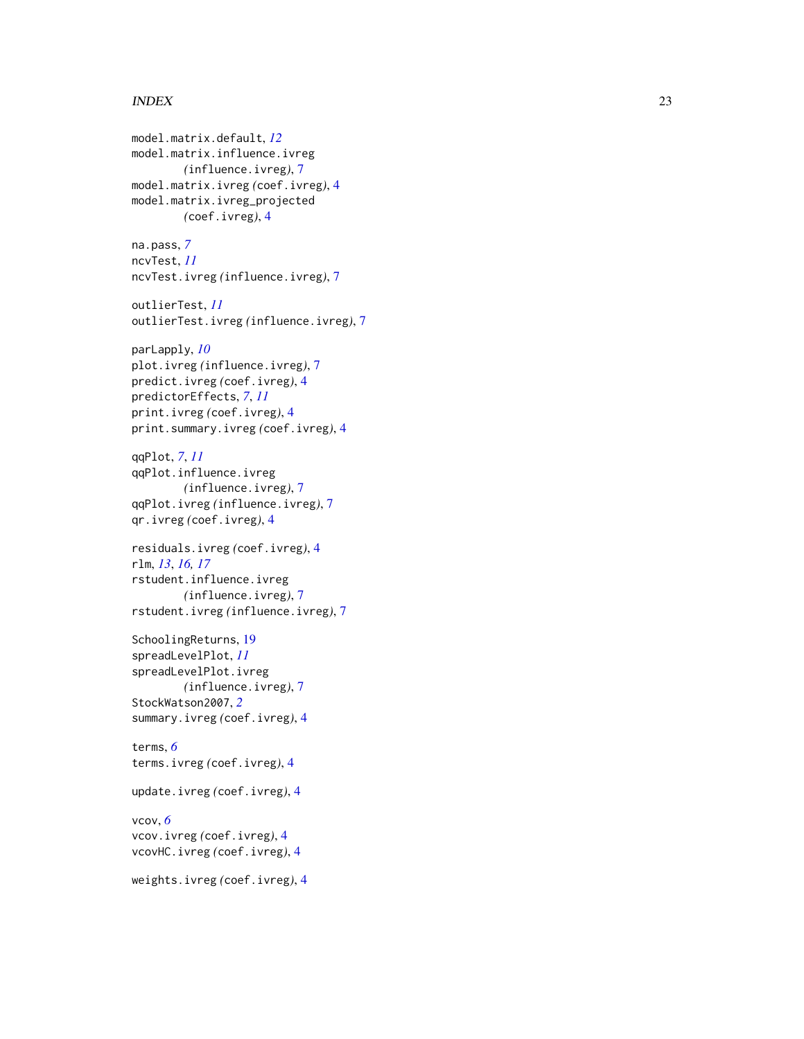model.matrix.default, *12*
model.matrix.influence.ivreg *(influence.ivreg)*, 7
model.matrix.ivreg *(coef.ivreg)*, 4
model.matrix.ivreg_projected *(coef.ivreg)*, 4

na.pass, *7*
ncvTest, *11*
ncvTest.ivreg *(influence.ivreg)*, 7

outlierTest, *11*
outlierTest.ivreg *(influence.ivreg)*, 7

parLapply, *10*
plot.ivreg *(influence.ivreg)*, 7
predict.ivreg *(coef.ivreg)*, 4
predictorEffects, *7*, *11*
print.ivreg *(coef.ivreg)*, 4
print.summary.ivreg *(coef.ivreg)*, 4

qqPlot, *7*, *11*
qqPlot.influence.ivreg *(influence.ivreg)*, 7
qqPlot.ivreg *(influence.ivreg)*, 7
qr.ivreg *(coef.ivreg)*, 4

residuals.ivreg *(coef.ivreg)*, 4
rlm, *13*, *16*, *17*
rstudent.influence.ivreg *(influence.ivreg)*, 7
rstudent.ivreg *(influence.ivreg)*, 7

SchoolingReturns, 19
spreadLevelPlot, *11*
spreadLevelPlot.ivreg *(influence.ivreg)*, 7
StockWatson2007, *2*
summary.ivreg *(coef.ivreg)*, 4

terms, *6*
terms.ivreg *(coef.ivreg)*, 4

update.ivreg *(coef.ivreg)*, 4

vcov, *6*
vcov.ivreg *(coef.ivreg)*, 4
vcovHC.ivreg *(coef.ivreg)*, 4

weights.ivreg *(coef.ivreg)*, 4